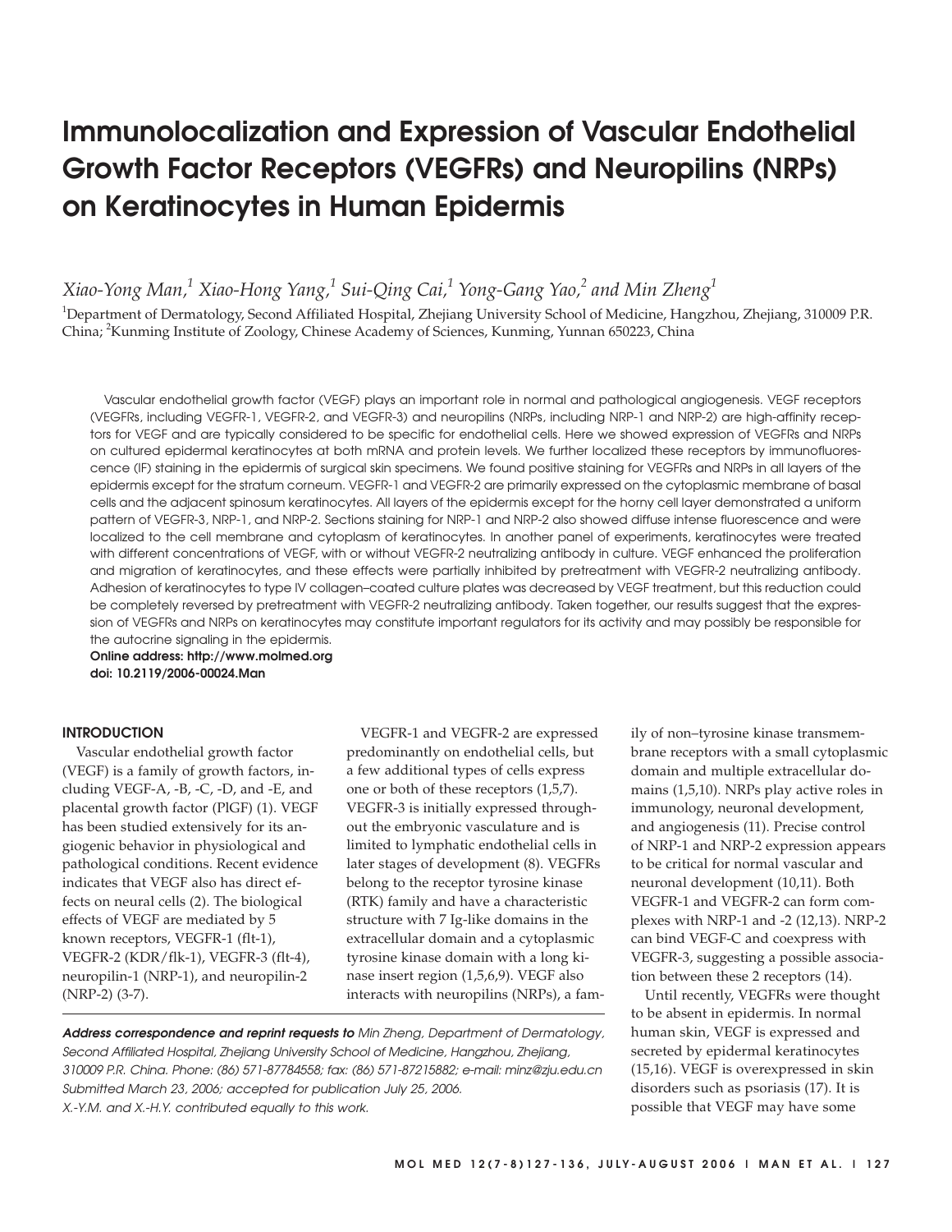# Immunolocalization and Expression of Vascular Endothelial Growth Factor Receptors (VEGFRs) and Neuropilins (NRPs) on Keratinocytes in Human Epidermis

*Xiao-Yong Man,[1] Xiao-Hong Yang,[1] Sui-Qing Cai,[1] Yong-Gang Yao,[2] and Min Zheng[1]*

[1]Department of Dermatology, Second Affiliated Hospital, Zhejiang University School of Medicine, Hangzhou, Zhejiang, 310009 P.R. China; [2]Kunming Institute of Zoology, Chinese Academy of Sciences, Kunming, Yunnan 650223, China

Vascular endothelial growth factor (VEGF) plays an important role in normal and pathological angiogenesis. VEGF receptors (VEGFRs, including VEGFR-1, VEGFR-2, and VEGFR-3) and neuropilins (NRPs, including NRP-1 and NRP-2) are high-affinity receptors for VEGF and are typically considered to be specific for endothelial cells. Here we showed expression of VEGFRs and NRPs on cultured epidermal keratinocytes at both mRNA and protein levels. We further localized these receptors by immunofluorescence (IF) staining in the epidermis of surgical skin specimens. We found positive staining for VEGFRs and NRPs in all layers of the epidermis except for the stratum corneum. VEGFR-1 and VEGFR-2 are primarily expressed on the cytoplasmic membrane of basal cells and the adjacent spinosum keratinocytes. All layers of the epidermis except for the horny cell layer demonstrated a uniform pattern of VEGFR-3, NRP-1, and NRP-2. Sections staining for NRP-1 and NRP-2 also showed diffuse intense fluorescence and were localized to the cell membrane and cytoplasm of keratinocytes. In another panel of experiments, keratinocytes were treated with different concentrations of VEGF, with or without VEGFR-2 neutralizing antibody in culture. VEGF enhanced the proliferation and migration of keratinocytes, and these effects were partially inhibited by pretreatment with VEGFR-2 neutralizing antibody. Adhesion of keratinocytes to type IV collagen–coated culture plates was decreased by VEGF treatment, but this reduction could be completely reversed by pretreatment with VEGFR-2 neutralizing antibody. Taken together, our results suggest that the expression of VEGFRs and NRPs on keratinocytes may constitute important regulators for its activity and may possibly be responsible for the autocrine signaling in the epidermis.

**Online address: http://www.molmed.org**
**doi: 10.2119/2006-00024.Man**

## INTRODUCTION

Vascular endothelial growth factor (VEGF) is a family of growth factors, including VEGF-A, -B, -C, -D, and -E, and placental growth factor (PlGF) (1). VEGF has been studied extensively for its angiogenic behavior in physiological and pathological conditions. Recent evidence indicates that VEGF also has direct effects on neural cells (2). The biological effects of VEGF are mediated by 5 known receptors, VEGFR-1 (flt-1), VEGFR-2 (KDR/flk-1), VEGFR-3 (flt-4), neuropilin-1 (NRP-1), and neuropilin-2 (NRP-2) (3-7).

VEGFR-1 and VEGFR-2 are expressed predominantly on endothelial cells, but a few additional types of cells express one or both of these receptors (1,5,7). VEGFR-3 is initially expressed throughout the embryonic vasculature and is limited to lymphatic endothelial cells in later stages of development (8). VEGFRs belong to the receptor tyrosine kinase (RTK) family and have a characteristic structure with 7 Ig-like domains in the extracellular domain and a cytoplasmic tyrosine kinase domain with a long kinase insert region (1,5,6,9). VEGF also interacts with neuropilins (NRPs), a family of non–tyrosine kinase transmembrane receptors with a small cytoplasmic domain and multiple extracellular domains (1,5,10). NRPs play active roles in immunology, neuronal development, and angiogenesis (11). Precise control of NRP-1 and NRP-2 expression appears to be critical for normal vascular and neuronal development (10,11). Both VEGFR-1 and VEGFR-2 can form complexes with NRP-1 and -2 (12,13). NRP-2 can bind VEGF-C and coexpress with VEGFR-3, suggesting a possible association between these 2 receptors (14).

Until recently, VEGFRs were thought to be absent in epidermis. In normal human skin, VEGF is expressed and secreted by epidermal keratinocytes (15,16). VEGF is overexpressed in skin disorders such as psoriasis (17). It is possible that VEGF may have some

***Address correspondence and reprint requests to** Min Zheng, Department of Dermatology, Second Affiliated Hospital, Zhejiang University School of Medicine, Hangzhou, Zhejiang, 310009 P.R. China. Phone: (86) 571-87784558; fax: (86) 571-87215882; e-mail: minz@zju.edu.cn*
*Submitted March 23, 2006; accepted for publication July 25, 2006.*
*X.-Y.M. and X.-H.Y. contributed equally to this work.*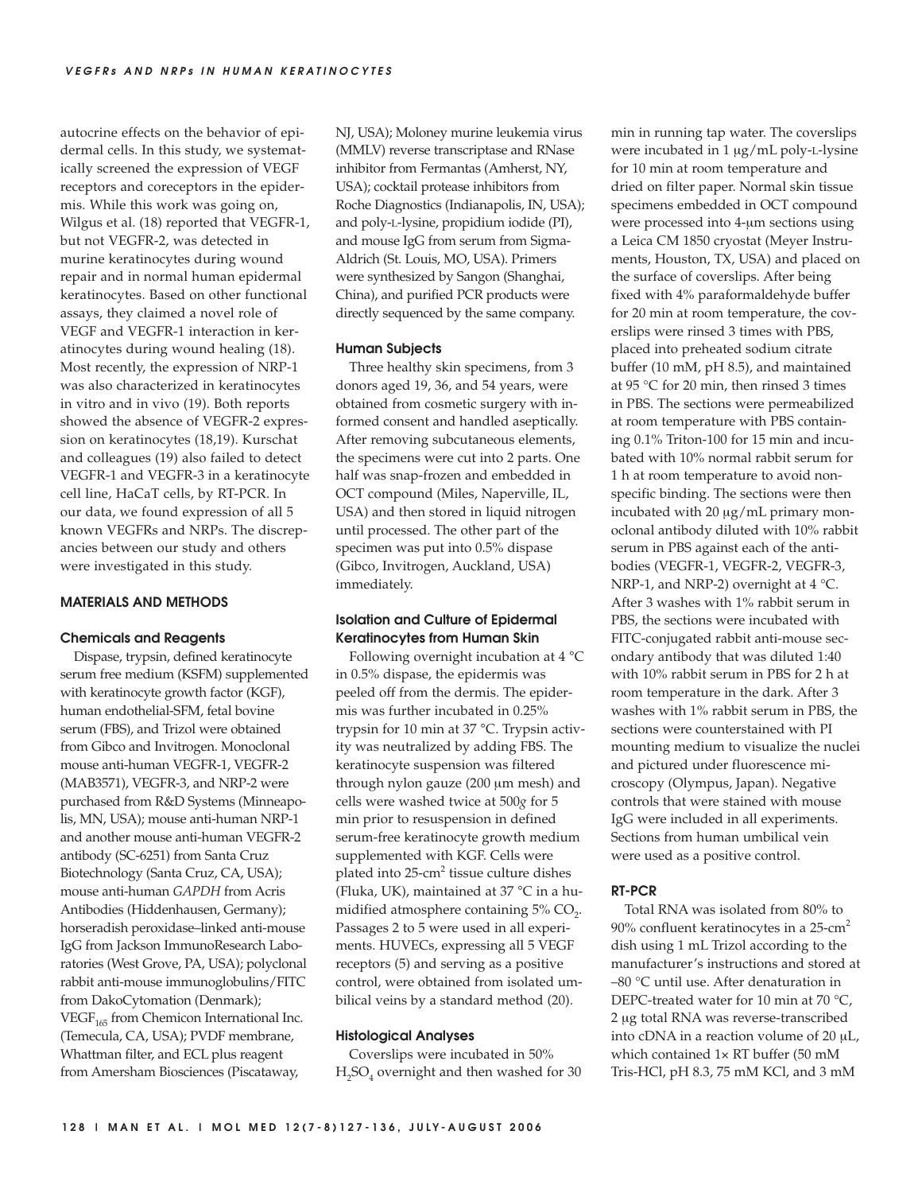autocrine effects on the behavior of epidermal cells. In this study, we systematically screened the expression of VEGF receptors and coreceptors in the epidermis. While this work was going on, Wilgus et al. (18) reported that VEGFR-1, but not VEGFR-2, was detected in murine keratinocytes during wound repair and in normal human epidermal keratinocytes. Based on other functional assays, they claimed a novel role of VEGF and VEGFR-1 interaction in keratinocytes during wound healing (18). Most recently, the expression of NRP-1 was also characterized in keratinocytes in vitro and in vivo (19). Both reports showed the absence of VEGFR-2 expression on keratinocytes (18,19). Kurschat and colleagues (19) also failed to detect VEGFR-1 and VEGFR-3 in a keratinocyte cell line, HaCaT cells, by RT-PCR. In our data, we found expression of all 5 known VEGFRs and NRPs. The discrepancies between our study and others were investigated in this study.

## MATERIALS AND METHODS

### Chemicals and Reagents

Dispase, trypsin, defined keratinocyte serum free medium (KSFM) supplemented with keratinocyte growth factor (KGF), human endothelial-SFM, fetal bovine serum (FBS), and Trizol were obtained from Gibco and Invitrogen. Monoclonal mouse anti-human VEGFR-1, VEGFR-2 (MAB3571), VEGFR-3, and NRP-2 were purchased from R&D Systems (Minneapolis, MN, USA); mouse anti-human NRP-1 and another mouse anti-human VEGFR-2 antibody (SC-6251) from Santa Cruz Biotechnology (Santa Cruz, CA, USA); mouse anti-human *GAPDH* from Acris Antibodies (Hiddenhausen, Germany); horseradish peroxidase–linked anti-mouse IgG from Jackson ImmunoResearch Laboratories (West Grove, PA, USA); polyclonal rabbit anti-mouse immunoglobulins/FITC from DakoCytomation (Denmark); $VEGF_{165}$ from Chemicon International Inc. (Temecula, CA, USA); PVDF membrane, Whattman filter, and ECL plus reagent from Amersham Biosciences (Piscataway, NJ, USA); Moloney murine leukemia virus (MMLV) reverse transcriptase and RNase inhibitor from Fermantas (Amherst, NY, USA); cocktail protease inhibitors from Roche Diagnostics (Indianapolis, IN, USA); and poly-L-lysine, propidium iodide (PI), and mouse IgG from serum from Sigma-Aldrich (St. Louis, MO, USA). Primers were synthesized by Sangon (Shanghai, China), and purified PCR products were directly sequenced by the same company.

### Human Subjects

Three healthy skin specimens, from 3 donors aged 19, 36, and 54 years, were obtained from cosmetic surgery with informed consent and handled aseptically. After removing subcutaneous elements, the specimens were cut into 2 parts. One half was snap-frozen and embedded in OCT compound (Miles, Naperville, IL, USA) and then stored in liquid nitrogen until processed. The other part of the specimen was put into 0.5% dispase (Gibco, Invitrogen, Auckland, USA) immediately.

### Isolation and Culture of Epidermal Keratinocytes from Human Skin

Following overnight incubation at 4 °C in 0.5% dispase, the epidermis was peeled off from the dermis. The epidermis was further incubated in 0.25% trypsin for 10 min at 37 °C. Trypsin activity was neutralized by adding FBS. The keratinocyte suspension was filtered through nylon gauze (200 μm mesh) and cells were washed twice at 500*g* for 5 min prior to resuspension in defined serum-free keratinocyte growth medium supplemented with KGF. Cells were plated into 25-$cm^2$ tissue culture dishes (Fluka, UK), maintained at 37 °C in a humidified atmosphere containing 5% $CO_2$. Passages 2 to 5 were used in all experiments. HUVECs, expressing all 5 VEGF receptors (5) and serving as a positive control, were obtained from isolated umbilical veins by a standard method (20).

### Histological Analyses

Coverslips were incubated in 50% $H_2SO_4$ overnight and then washed for 30 min in running tap water. The coverslips were incubated in 1 μg/mL poly-L-lysine for 10 min at room temperature and dried on filter paper. Normal skin tissue specimens embedded in OCT compound were processed into 4-μm sections using a Leica CM 1850 cryostat (Meyer Instruments, Houston, TX, USA) and placed on the surface of coverslips. After being fixed with 4% paraformaldehyde buffer for 20 min at room temperature, the coverslips were rinsed 3 times with PBS, placed into preheated sodium citrate buffer (10 mM, pH 8.5), and maintained at 95 °C for 20 min, then rinsed 3 times in PBS. The sections were permeabilized at room temperature with PBS containing 0.1% Triton-100 for 15 min and incubated with 10% normal rabbit serum for 1 h at room temperature to avoid nonspecific binding. The sections were then incubated with 20 μg/mL primary monoclonal antibody diluted with 10% rabbit serum in PBS against each of the antibodies (VEGFR-1, VEGFR-2, VEGFR-3, NRP-1, and NRP-2) overnight at 4 °C. After 3 washes with 1% rabbit serum in PBS, the sections were incubated with FITC-conjugated rabbit anti-mouse secondary antibody that was diluted 1:40 with 10% rabbit serum in PBS for 2 h at room temperature in the dark. After 3 washes with 1% rabbit serum in PBS, the sections were counterstained with PI mounting medium to visualize the nuclei and pictured under fluorescence microscopy (Olympus, Japan). Negative controls that were stained with mouse IgG were included in all experiments. Sections from human umbilical vein were used as a positive control.

### RT-PCR

Total RNA was isolated from 80% to 90% confluent keratinocytes in a 25-$cm^2$ dish using 1 mL Trizol according to the manufacturer's instructions and stored at –80 °C until use. After denaturation in DEPC-treated water for 10 min at 70 °C, 2 μg total RNA was reverse-transcribed into cDNA in a reaction volume of 20 μL, which contained 1× RT buffer (50 mM Tris-HCl, pH 8.3, 75 mM KCl, and 3 mM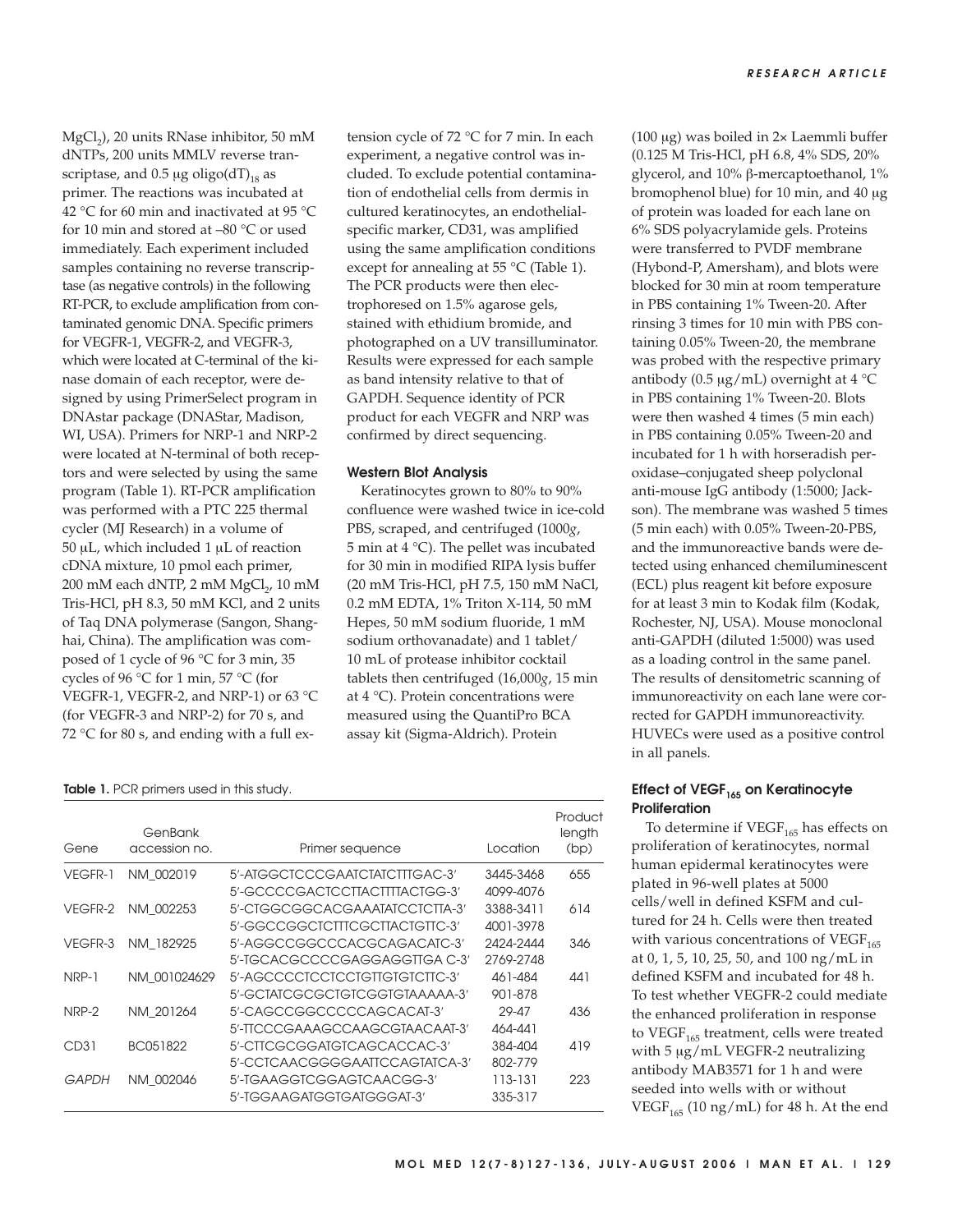$MgCl_2$), 20 units RNase inhibitor, 50 mM dNTPs, 200 units MMLV reverse transcriptase, and 0.5 μg oligo$(dT)_{18}$ as primer. The reactions was incubated at 42 °C for 60 min and inactivated at 95 °C for 10 min and stored at –80 °C or used immediately. Each experiment included samples containing no reverse transcriptase (as negative controls) in the following RT-PCR, to exclude amplification from contaminated genomic DNA. Specific primers for VEGFR-1, VEGFR-2, and VEGFR-3, which were located at C-terminal of the kinase domain of each receptor, were designed by using PrimerSelect program in DNAstar package (DNAStar, Madison, WI, USA). Primers for NRP-1 and NRP-2 were located at N-terminal of both receptors and were selected by using the same program (Table 1). RT-PCR amplification was performed with a PTC 225 thermal cycler (MJ Research) in a volume of 50 μL, which included 1 μL of reaction cDNA mixture, 10 pmol each primer, 200 mM each dNTP, 2 mM $MgCl_2$, 10 mM Tris-HCl, pH 8.3, 50 mM KCl, and 2 units of Taq DNA polymerase (Sangon, Shanghai, China). The amplification was composed of 1 cycle of 96 °C for 3 min, 35 cycles of 96 °C for 1 min, 57 °C (for VEGFR-1, VEGFR-2, and NRP-1) or 63 °C (for VEGFR-3 and NRP-2) for 70 s, and 72 °C for 80 s, and ending with a full extension cycle of 72 °C for 7 min. In each experiment, a negative control was included. To exclude potential contamination of endothelial cells from dermis in cultured keratinocytes, an endothelial-specific marker, CD31, was amplified using the same amplification conditions except for annealing at 55 °C (Table 1). The PCR products were then electrophoresed on 1.5% agarose gels, stained with ethidium bromide, and photographed on a UV transilluminator. Results were expressed for each sample as band intensity relative to that of GAPDH. Sequence identity of PCR product for each VEGFR and NRP was confirmed by direct sequencing.

### Western Blot Analysis

Keratinocytes grown to 80% to 90% confluence were washed twice in ice-cold PBS, scraped, and centrifuged (1000*g*, 5 min at 4 °C). The pellet was incubated for 30 min in modified RIPA lysis buffer (20 mM Tris-HCl, pH 7.5, 150 mM NaCl, 0.2 mM EDTA, 1% Triton X-114, 50 mM Hepes, 50 mM sodium fluoride, 1 mM sodium orthovanadate) and 1 tablet/10 mL of protease inhibitor cocktail tablets then centrifuged (16,000*g*, 15 min at 4 °C). Protein concentrations were measured using the QuantiPro BCA assay kit (Sigma-Aldrich). Protein (100 μg) was boiled in 2× Laemmli buffer (0.125 M Tris-HCl, pH 6.8, 4% SDS, 20% glycerol, and 10% β-mercaptoethanol, 1% bromophenol blue) for 10 min, and 40 μg of protein was loaded for each lane on 6% SDS polyacrylamide gels. Proteins were transferred to PVDF membrane (Hybond-P, Amersham), and blots were blocked for 30 min at room temperature in PBS containing 1% Tween-20. After rinsing 3 times for 10 min with PBS containing 0.05% Tween-20, the membrane was probed with the respective primary antibody (0.5 μg/mL) overnight at 4 °C in PBS containing 1% Tween-20. Blots were then washed 4 times (5 min each) in PBS containing 0.05% Tween-20 and incubated for 1 h with horseradish peroxidase–conjugated sheep polyclonal anti-mouse IgG antibody (1:5000; Jackson). The membrane was washed 5 times (5 min each) with 0.05% Tween-20-PBS, and the immunoreactive bands were detected using enhanced chemiluminescent (ECL) plus reagent kit before exposure for at least 3 min to Kodak film (Kodak, Rochester, NJ, USA). Mouse monoclonal anti-GAPDH (diluted 1:5000) was used as a loading control in the same panel. The results of densitometric scanning of immunoreactivity on each lane were corrected for GAPDH immunoreactivity. HUVECs were used as a positive control in all panels.

### Effect of $VEGF_{165}$ on Keratinocyte Proliferation

To determine if $VEGF_{165}$ has effects on proliferation of keratinocytes, normal human epidermal keratinocytes were plated in 96-well plates at 5000 cells/well in defined KSFM and cultured for 24 h. Cells were then treated with various concentrations of $VEGF_{165}$ at 0, 1, 5, 10, 25, 50, and 100 ng/mL in defined KSFM and incubated for 48 h. To test whether VEGFR-2 could mediate the enhanced proliferation in response to $VEGF_{165}$ treatment, cells were treated with 5 μg/mL VEGFR-2 neutralizing antibody MAB3571 for 1 h and were seeded into wells with or without $VEGF_{165}$ (10 ng/mL) for 48 h. At the end

**Table 1.** PCR primers used in this study.

| Gene | GenBank accession no. | Primer sequence | Location | Product length (bp) |
|---|---|---|---|---|
| VEGFR-1 | NM_002019 | 5′-ATGGCTCCCGAATCTATCTTTGAC-3′ | 3445-3468 | 655 |
| | | 5′-GCCCCGACTCCTTACTTTTACTGG-3′ | 4099-4076 | |
| VEGFR-2 | NM_002253 | 5′-CTGGCGGCACGAAATATCCTCTTA-3′ | 3388-3411 | 614 |
| | | 5′-GGCCGGCTCTTTCGCTTACTGTTC-3′ | 4001-3978 | |
| VEGFR-3 | NM_182925 | 5′-AGGCCGGCCCACGCAGACATC-3′ | 2424-2444 | 346 |
| | | 5′-TGCACGCCCCGAGGAGGTTGA C-3′ | 2769-2748 | |
| NRP-1 | NM_001024629 | 5′-AGCCCCTCCTCCTGTTGTGTCTTC-3′ | 461-484 | 441 |
| | | 5′-GCTATCGCGCTGTCGGTGTAAAAA-3′ | 901-878 | |
| NRP-2 | NM_201264 | 5′-CAGCCGGCCCCCAGCACAT-3′ | 29-47 | 436 |
| | | 5′-TTCCCGAAAGCCAAGCGTAACAAT-3′ | 464-441 | |
| CD31 | BC051822 | 5′-CTTCGCGGATGTCAGCACCAC-3′ | 384-404 | 419 |
| | | 5′-CCTCAACGGGGAATTCCAGTATCA-3′ | 802-779 | |
| *GAPDH* | NM_002046 | 5′-TGAAGGTCGGAGTCAACGG-3′ | 113-131 | 223 |
| | | 5′-TGGAAGATGGTGATGGGAT-3′ | 335-317 | |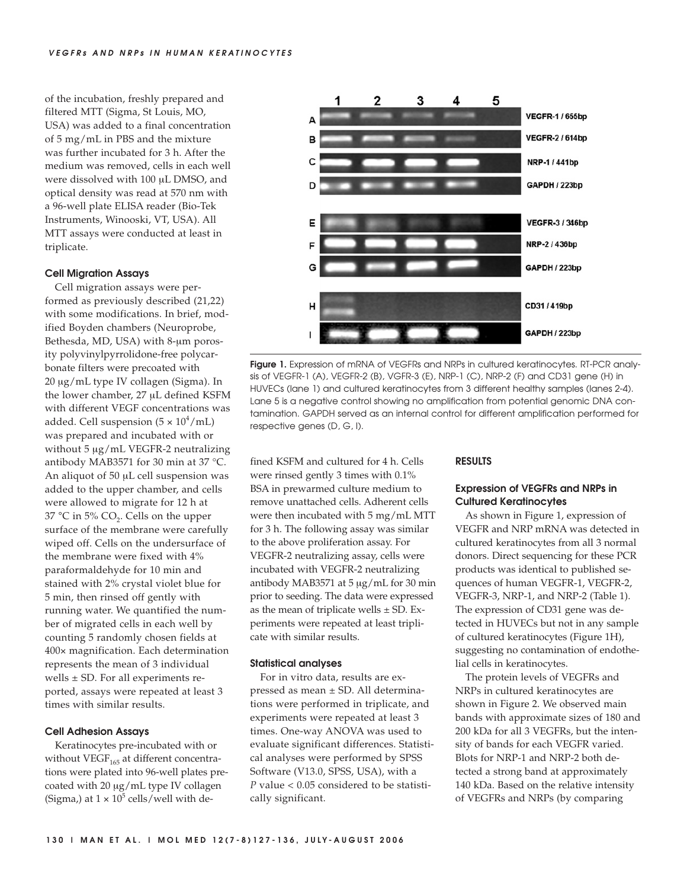of the incubation, freshly prepared and filtered MTT (Sigma, St Louis, MO, USA) was added to a final concentration of 5 mg/mL in PBS and the mixture was further incubated for 3 h. After the medium was removed, cells in each well were dissolved with 100 μL DMSO, and optical density was read at 570 nm with a 96-well plate ELISA reader (Bio-Tek Instruments, Winooski, VT, USA). All MTT assays were conducted at least in triplicate.

### Cell Migration Assays

Cell migration assays were performed as previously described (21,22) with some modifications. In brief, modified Boyden chambers (Neuroprobe, Bethesda, MD, USA) with 8-μm porosity polyvinylpyrrolidone-free polycarbonate filters were precoated with 20 μg/mL type IV collagen (Sigma). In the lower chamber, 27 μL defined KSFM with different VEGF concentrations was added. Cell suspension ($5 \times 10^4$/mL) was prepared and incubated with or without 5 μg/mL VEGFR-2 neutralizing antibody MAB3571 for 30 min at 37 °C. An aliquot of 50 μL cell suspension was added to the upper chamber, and cells were allowed to migrate for 12 h at 37 °C in 5% $CO_2$. Cells on the upper surface of the membrane were carefully wiped off. Cells on the undersurface of the membrane were fixed with 4% paraformaldehyde for 10 min and stained with 2% crystal violet blue for 5 min, then rinsed off gently with running water. We quantified the number of migrated cells in each well by counting 5 randomly chosen fields at 400× magnification. Each determination represents the mean of 3 individual wells ± SD. For all experiments reported, assays were repeated at least 3 times with similar results.

### Cell Adhesion Assays

Keratinocytes pre-incubated with or without $VEGF_{165}$ at different concentrations were plated into 96-well plates precoated with 20 μg/mL type IV collagen (Sigma,) at $1 \times 10^5$ cells/well with defined KSFM and cultured for 4 h. Cells were rinsed gently 3 times with 0.1% BSA in prewarmed culture medium to remove unattached cells. Adherent cells were then incubated with 5 mg/mL MTT for 3 h. The following assay was similar to the above proliferation assay. For VEGFR-2 neutralizing assay, cells were incubated with VEGFR-2 neutralizing antibody MAB3571 at 5 μg/mL for 30 min prior to seeding. The data were expressed as the mean of triplicate wells ± SD. Experiments were repeated at least triplicate with similar results.

### Statistical analyses

For in vitro data, results are expressed as mean ± SD. All determinations were performed in triplicate, and experiments were repeated at least 3 times. One-way ANOVA was used to evaluate significant differences. Statistical analyses were performed by SPSS Software (V13.0, SPSS, USA), with a $P$ value < 0.05 considered to be statistically significant.

**Figure 1.** Expression of mRNA of VEGFRs and NRPs in cultured keratinocytes. RT-PCR analysis of VEGFR-1 (A), VEGFR-2 (B), VGFR-3 (E), NRP-1 (C), NRP-2 (F) and CD31 gene (H) in HUVECs (lane 1) and cultured keratinocytes from 3 different healthy samples (lanes 2-4). Lane 5 is a negative control showing no amplification from potential genomic DNA contamination. GAPDH served as an internal control for different amplification performed for respective genes (D, G, I).

## RESULTS

### Expression of VEGFRs and NRPs in Cultured Keratinocytes

As shown in Figure 1, expression of VEGFR and NRP mRNA was detected in cultured keratinocytes from all 3 normal donors. Direct sequencing for these PCR products was identical to published sequences of human VEGFR-1, VEGFR-2, VEGFR-3, NRP-1, and NRP-2 (Table 1). The expression of CD31 gene was detected in HUVECs but not in any sample of cultured keratinocytes (Figure 1H), suggesting no contamination of endothelial cells in keratinocytes.

The protein levels of VEGFRs and NRPs in cultured keratinocytes are shown in Figure 2. We observed main bands with approximate sizes of 180 and 200 kDa for all 3 VEGFRs, but the intensity of bands for each VEGFR varied. Blots for NRP-1 and NRP-2 both detected a strong band at approximately 140 kDa. Based on the relative intensity of VEGFRs and NRPs (by comparing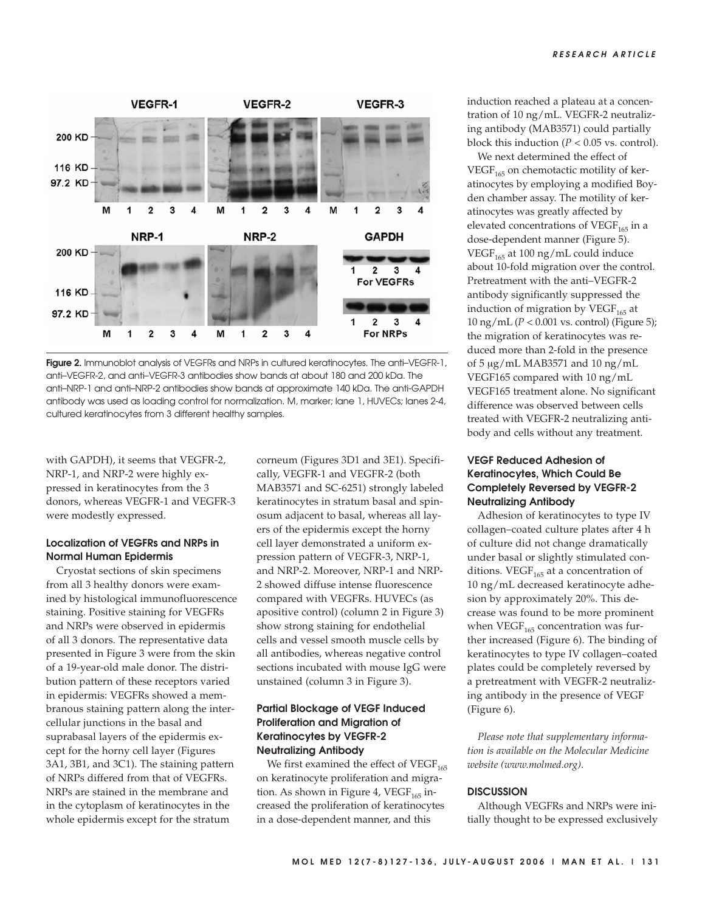Figure 2. Immunoblot analysis of VEGFRs and NRPs in cultured keratinocytes. The anti–VEGFR-1, anti–VEGFR-2, and anti–VEGFR-3 antibodies show bands at about 180 and 200 kDa. The anti–NRP-1 and anti–NRP-2 antibodies show bands at approximate 140 kDa. The anti-GAPDH antibody was used as loading control for normalization. M, marker; lane 1, HUVECs; lanes 2-4, cultured keratinocytes from 3 different healthy samples.

with GAPDH), it seems that VEGFR-2, NRP-1, and NRP-2 were highly expressed in keratinocytes from the 3 donors, whereas VEGFR-1 and VEGFR-3 were modestly expressed.

### Localization of VEGFRs and NRPs in Normal Human Epidermis

Cryostat sections of skin specimens from all 3 healthy donors were examined by histological immunofluorescence staining. Positive staining for VEGFRs and NRPs were observed in epidermis of all 3 donors. The representative data presented in Figure 3 were from the skin of a 19-year-old male donor. The distribution pattern of these receptors varied in epidermis: VEGFRs showed a membranous staining pattern along the intercellular junctions in the basal and suprabasal layers of the epidermis except for the horny cell layer (Figures 3A1, 3B1, and 3C1). The staining pattern of NRPs differed from that of VEGFRs. NRPs are stained in the membrane and in the cytoplasm of keratinocytes in the whole epidermis except for the stratum corneum (Figures 3D1 and 3E1). Specifically, VEGFR-1 and VEGFR-2 (both MAB3571 and SC-6251) strongly labeled keratinocytes in stratum basal and spinosum adjacent to basal, whereas all layers of the epidermis except the horny cell layer demonstrated a uniform expression pattern of VEGFR-3, NRP-1, and NRP-2. Moreover, NRP-1 and NRP-2 showed diffuse intense fluorescence compared with VEGFRs. HUVECs (as apositive control) (column 2 in Figure 3) show strong staining for endothelial cells and vessel smooth muscle cells by all antibodies, whereas negative control sections incubated with mouse IgG were unstained (column 3 in Figure 3).

### Partial Blockage of VEGF Induced Proliferation and Migration of Keratinocytes by VEGFR-2 Neutralizing Antibody

We first examined the effect of $VEGF_{165}$ on keratinocyte proliferation and migration. As shown in Figure 4, $VEGF_{165}$ increased the proliferation of keratinocytes in a dose-dependent manner, and this induction reached a plateau at a concentration of 10 ng/mL. VEGFR-2 neutralizing antibody (MAB3571) could partially block this induction ($P < 0.05$ vs. control).

We next determined the effect of $VEGF_{165}$ on chemotactic motility of keratinocytes by employing a modified Boyden chamber assay. The motility of keratinocytes was greatly affected by elevated concentrations of $VEGF_{165}$ in a dose-dependent manner (Figure 5). $VEGF_{165}$ at 100 ng/mL could induce about 10-fold migration over the control. Pretreatment with the anti–VEGFR-2 antibody significantly suppressed the induction of migration by $VEGF_{165}$ at 10 ng/mL ($P < 0.001$ vs. control) (Figure 5); the migration of keratinocytes was reduced more than 2-fold in the presence of 5 μg/mL MAB3571 and 10 ng/mL VEGF165 compared with 10 ng/mL VEGF165 treatment alone. No significant difference was observed between cells treated with VEGFR-2 neutralizing antibody and cells without any treatment.

### VEGF Reduced Adhesion of Keratinocytes, Which Could Be Completely Reversed by VEGFR-2 Neutralizing Antibody

Adhesion of keratinocytes to type IV collagen–coated culture plates after 4 h of culture did not change dramatically under basal or slightly stimulated conditions. $VEGF_{165}$ at a concentration of 10 ng/mL decreased keratinocyte adhesion by approximately 20%. This decrease was found to be more prominent when $VEGF_{165}$ concentration was further increased (Figure 6). The binding of keratinocytes to type IV collagen–coated plates could be completely reversed by a pretreatment with VEGFR-2 neutralizing antibody in the presence of VEGF (Figure 6).

*Please note that supplementary information is available on the Molecular Medicine website (www.molmed.org).*

## DISCUSSION

Although VEGFRs and NRPs were initially thought to be expressed exclusively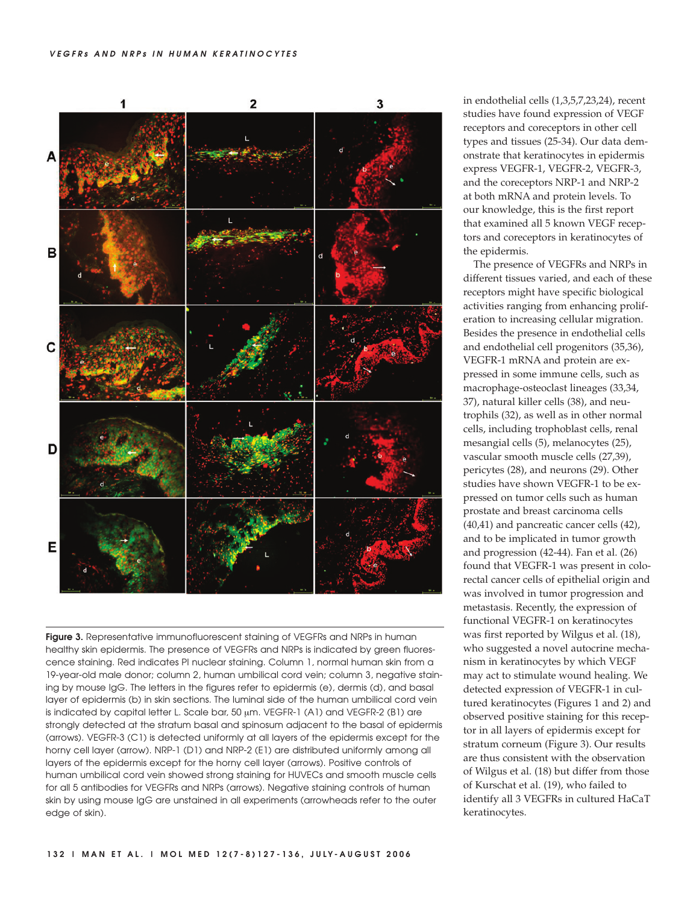Figure 3. Representative immunofluorescent staining of VEGFRs and NRPs in human healthy skin epidermis. The presence of VEGFRs and NRPs is indicated by green fluorescence staining. Red indicates PI nuclear staining. Column 1, normal human skin from a 19-year-old male donor; column 2, human umbilical cord vein; column 3, negative staining by mouse IgG. The letters in the figures refer to epidermis (e), dermis (d), and basal layer of epidermis (b) in skin sections. The luminal side of the human umbilical cord vein is indicated by capital letter L. Scale bar, 50 μm. VEGFR-1 (A1) and VEGFR-2 (B1) are strongly detected at the stratum basal and spinosum adjacent to the basal of epidermis (arrows). VEGFR-3 (C1) is detected uniformly at all layers of the epidermis except for the horny cell layer (arrow). NRP-1 (D1) and NRP-2 (E1) are distributed uniformly among all layers of the epidermis except for the horny cell layer (arrows). Positive controls of human umbilical cord vein showed strong staining for HUVECs and smooth muscle cells for all 5 antibodies for VEGFRs and NRPs (arrows). Negative staining controls of human skin by using mouse IgG are unstained in all experiments (arrowheads refer to the outer edge of skin).

in endothelial cells (1,3,5,7,23,24), recent studies have found expression of VEGF receptors and coreceptors in other cell types and tissues (25-34). Our data demonstrate that keratinocytes in epidermis express VEGFR-1, VEGFR-2, VEGFR-3, and the coreceptors NRP-1 and NRP-2 at both mRNA and protein levels. To our knowledge, this is the first report that examined all 5 known VEGF receptors and coreceptors in keratinocytes of the epidermis.

The presence of VEGFRs and NRPs in different tissues varied, and each of these receptors might have specific biological activities ranging from enhancing proliferation to increasing cellular migration. Besides the presence in endothelial cells and endothelial cell progenitors (35,36), VEGFR-1 mRNA and protein are expressed in some immune cells, such as macrophage-osteoclast lineages (33,34, 37), natural killer cells (38), and neutrophils (32), as well as in other normal cells, including trophoblast cells, renal mesangial cells (5), melanocytes (25), vascular smooth muscle cells (27,39), pericytes (28), and neurons (29). Other studies have shown VEGFR-1 to be expressed on tumor cells such as human prostate and breast carcinoma cells (40,41) and pancreatic cancer cells (42), and to be implicated in tumor growth and progression (42-44). Fan et al. (26) found that VEGFR-1 was present in colorectal cancer cells of epithelial origin and was involved in tumor progression and metastasis. Recently, the expression of functional VEGFR-1 on keratinocytes was first reported by Wilgus et al. (18), who suggested a novel autocrine mechanism in keratinocytes by which VEGF may act to stimulate wound healing. We detected expression of VEGFR-1 in cultured keratinocytes (Figures 1 and 2) and observed positive staining for this receptor in all layers of epidermis except for stratum corneum (Figure 3). Our results are thus consistent with the observation of Wilgus et al. (18) but differ from those of Kurschat et al. (19), who failed to identify all 3 VEGFRs in cultured HaCaT keratinocytes.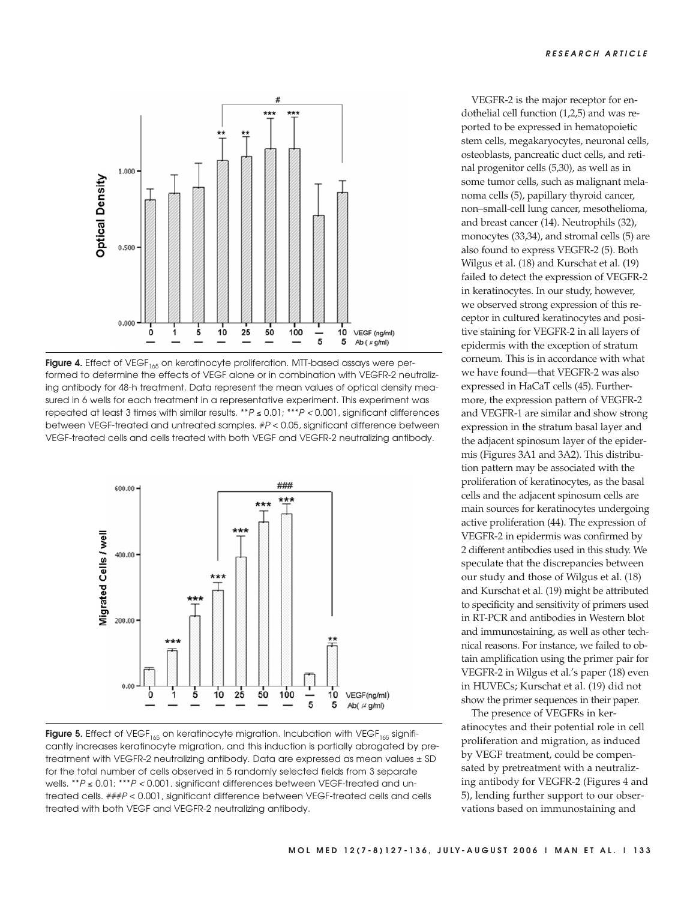Figure 4. Effect of $VEGF_{165}$ on keratinocyte proliferation. MTT-based assays were performed to determine the effects of VEGF alone or in combination with VEGFR-2 neutralizing antibody for 48-h treatment. Data represent the mean values of optical density measured in 6 wells for each treatment in a representative experiment. This experiment was repeated at least 3 times with similar results. **$P \leq 0.01$; ***$P < 0.001$, significant differences between VEGF-treated and untreated samples. #$P < 0.05$, significant difference between VEGF-treated cells and cells treated with both VEGF and VEGFR-2 neutralizing antibody.

Figure 5. Effect of $VEGF_{165}$ on keratinocyte migration. Incubation with $VEGF_{165}$ significantly increases keratinocyte migration, and this induction is partially abrogated by pretreatment with VEGFR-2 neutralizing antibody. Data are expressed as mean values ± SD for the total number of cells observed in 5 randomly selected fields from 3 separate wells. **$P \leq 0.01$; ***$P < 0.001$, significant differences between VEGF-treated and untreated cells. ###$P < 0.001$, significant difference between VEGF-treated cells and cells treated with both VEGF and VEGFR-2 neutralizing antibody.

VEGFR-2 is the major receptor for endothelial cell function (1,2,5) and was reported to be expressed in hematopoietic stem cells, megakaryocytes, neuronal cells, osteoblasts, pancreatic duct cells, and retinal progenitor cells (5,30), as well as in some tumor cells, such as malignant melanoma cells (5), papillary thyroid cancer, non–small-cell lung cancer, mesothelioma, and breast cancer (14). Neutrophils (32), monocytes (33,34), and stromal cells (5) are also found to express VEGFR-2 (5). Both Wilgus et al. (18) and Kurschat et al. (19) failed to detect the expression of VEGFR-2 in keratinocytes. In our study, however, we observed strong expression of this receptor in cultured keratinocytes and positive staining for VEGFR-2 in all layers of epidermis with the exception of stratum corneum. This is in accordance with what we have found—that VEGFR-2 was also expressed in HaCaT cells (45). Furthermore, the expression pattern of VEGFR-2 and VEGFR-1 are similar and show strong expression in the stratum basal layer and the adjacent spinosum layer of the epidermis (Figures 3A1 and 3A2). This distribution pattern may be associated with the proliferation of keratinocytes, as the basal cells and the adjacent spinosum cells are main sources for keratinocytes undergoing active proliferation (44). The expression of VEGFR-2 in epidermis was confirmed by 2 different antibodies used in this study. We speculate that the discrepancies between our study and those of Wilgus et al. (18) and Kurschat et al. (19) might be attributed to specificity and sensitivity of primers used in RT-PCR and antibodies in Western blot and immunostaining, as well as other technical reasons. For instance, we failed to obtain amplification using the primer pair for VEGFR-2 in Wilgus et al.'s paper (18) even in HUVECs; Kurschat et al. (19) did not show the primer sequences in their paper.

The presence of VEGFRs in keratinocytes and their potential role in cell proliferation and migration, as induced by VEGF treatment, could be compensated by pretreatment with a neutralizing antibody for VEGFR-2 (Figures 4 and 5), lending further support to our observations based on immunostaining and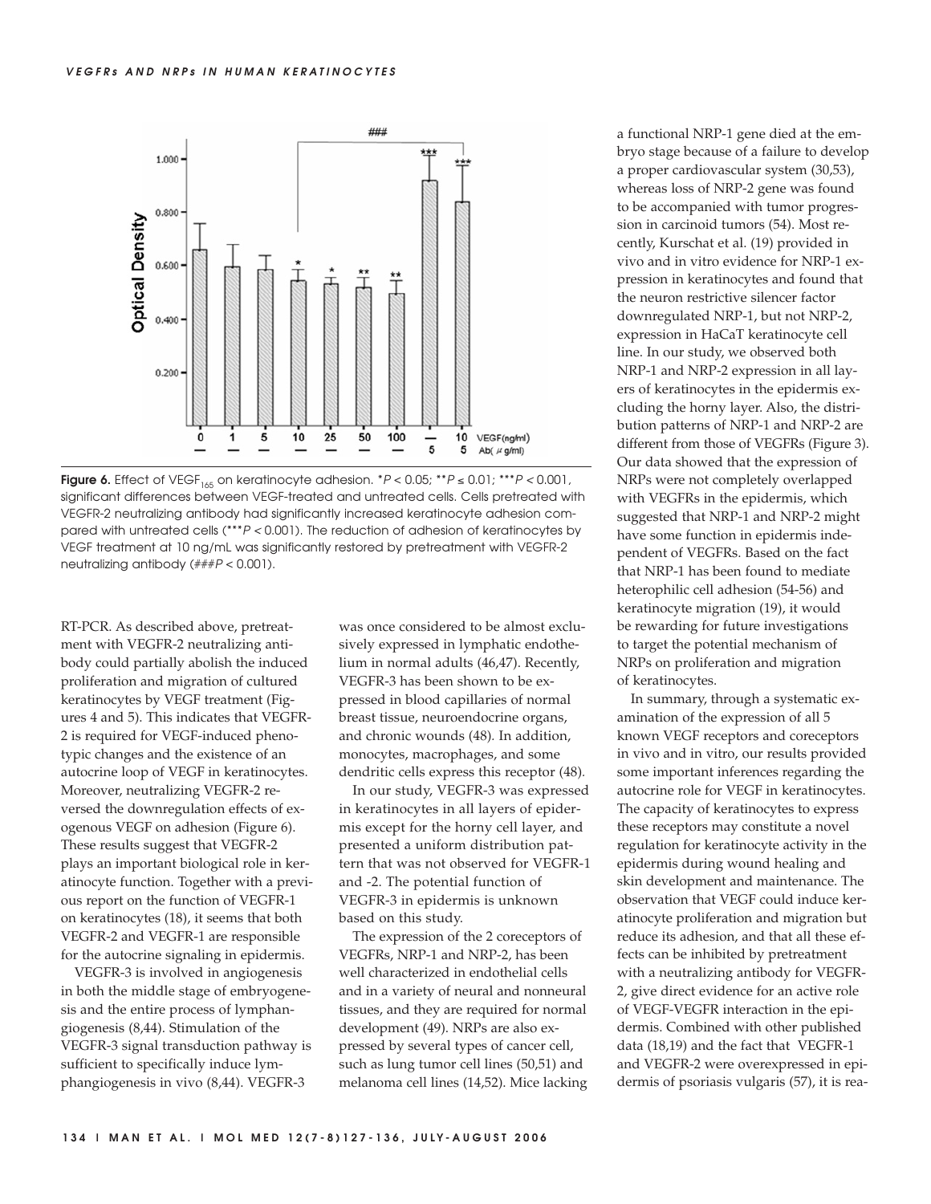Figure 6. Effect of $VEGF_{165}$ on keratinocyte adhesion. \* $P < 0.05$; \*\* $P \leq 0.01$; \*\*\* $P < 0.001$, significant differences between VEGF-treated and untreated cells. Cells pretreated with VEGFR-2 neutralizing antibody had significantly increased keratinocyte adhesion compared with untreated cells (\*\*\* $P < 0.001$). The reduction of adhesion of keratinocytes by VEGF treatment at 10 ng/mL was significantly restored by pretreatment with VEGFR-2 neutralizing antibody (### $P < 0.001$).

RT-PCR. As described above, pretreatment with VEGFR-2 neutralizing antibody could partially abolish the induced proliferation and migration of cultured keratinocytes by VEGF treatment (Figures 4 and 5). This indicates that VEGFR-2 is required for VEGF-induced phenotypic changes and the existence of an autocrine loop of VEGF in keratinocytes. Moreover, neutralizing VEGFR-2 reversed the downregulation effects of exogenous VEGF on adhesion (Figure 6). These results suggest that VEGFR-2 plays an important biological role in keratinocyte function. Together with a previous report on the function of VEGFR-1 on keratinocytes (18), it seems that both VEGFR-2 and VEGFR-1 are responsible for the autocrine signaling in epidermis.

VEGFR-3 is involved in angiogenesis in both the middle stage of embryogenesis and the entire process of lymphangiogenesis (8,44). Stimulation of the VEGFR-3 signal transduction pathway is sufficient to specifically induce lymphangiogenesis in vivo (8,44). VEGFR-3 was once considered to be almost exclusively expressed in lymphatic endothelium in normal adults (46,47). Recently, VEGFR-3 has been shown to be expressed in blood capillaries of normal breast tissue, neuroendocrine organs, and chronic wounds (48). In addition, monocytes, macrophages, and some dendritic cells express this receptor (48).

In our study, VEGFR-3 was expressed in keratinocytes in all layers of epidermis except for the horny cell layer, and presented a uniform distribution pattern that was not observed for VEGFR-1 and -2. The potential function of VEGFR-3 in epidermis is unknown based on this study.

The expression of the 2 coreceptors of VEGFRs, NRP-1 and NRP-2, has been well characterized in endothelial cells and in a variety of neural and nonneural tissues, and they are required for normal development (49). NRPs are also expressed by several types of cancer cell, such as lung tumor cell lines (50,51) and melanoma cell lines (14,52). Mice lacking a functional NRP-1 gene died at the embryo stage because of a failure to develop a proper cardiovascular system (30,53), whereas loss of NRP-2 gene was found to be accompanied with tumor progression in carcinoid tumors (54). Most recently, Kurschat et al. (19) provided in vivo and in vitro evidence for NRP-1 expression in keratinocytes and found that the neuron restrictive silencer factor downregulated NRP-1, but not NRP-2, expression in HaCaT keratinocyte cell line. In our study, we observed both NRP-1 and NRP-2 expression in all layers of keratinocytes in the epidermis excluding the horny layer. Also, the distribution patterns of NRP-1 and NRP-2 are different from those of VEGFRs (Figure 3). Our data showed that the expression of NRPs were not completely overlapped with VEGFRs in the epidermis, which suggested that NRP-1 and NRP-2 might have some function in epidermis independent of VEGFRs. Based on the fact that NRP-1 has been found to mediate heterophilic cell adhesion (54-56) and keratinocyte migration (19), it would be rewarding for future investigations to target the potential mechanism of NRPs on proliferation and migration of keratinocytes.

In summary, through a systematic examination of the expression of all 5 known VEGF receptors and coreceptors in vivo and in vitro, our results provided some important inferences regarding the autocrine role for VEGF in keratinocytes. The capacity of keratinocytes to express these receptors may constitute a novel regulation for keratinocyte activity in the epidermis during wound healing and skin development and maintenance. The observation that VEGF could induce keratinocyte proliferation and migration but reduce its adhesion, and that all these effects can be inhibited by pretreatment with a neutralizing antibody for VEGFR-2, give direct evidence for an active role of VEGF-VEGFR interaction in the epidermis. Combined with other published data (18,19) and the fact that VEGFR-1 and VEGFR-2 were overexpressed in epidermis of psoriasis vulgaris (57), it is rea-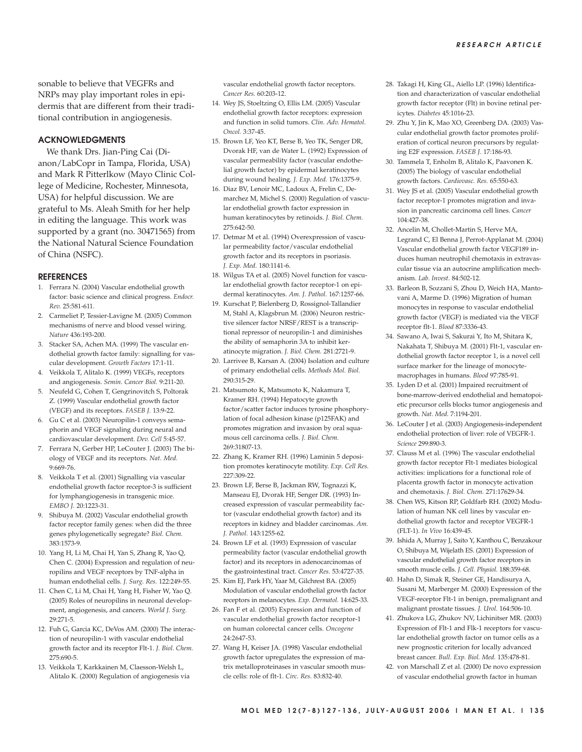sonable to believe that VEGFRs and NRPs may play important roles in epidermis that are different from their traditional contribution in angiogenesis.

## ACKNOWLEDGMENTS

We thank Drs. Jian-Ping Cai (Dianon/LabCopr in Tampa, Florida, USA) and Mark R Pitterlkow (Mayo Clinic College of Medicine, Rochester, Minnesota, USA) for helpful discussion. We are grateful to Ms. Aleah Smith for her help in editing the language. This work was supported by a grant (no. 30471565) from the National Natural Science Foundation of China (NSFC).

## REFERENCES

1. Ferrara N. (2004) Vascular endothelial growth factor: basic science and clinical progress. *Endocr. Rev.* 25:581-611.
2. Carmeliet P, Tessier-Lavigne M. (2005) Common mechanisms of nerve and blood vessel wiring. *Nature* 436:193-200.
3. Stacker SA, Achen MA. (1999) The vascular endothelial growth factor family: signalling for vascular development. *Growth Factors* 17:1-11.
4. Veikkola T, Alitalo K. (1999) VEGFs, receptors and angiogenesis. *Semin. Cancer Biol.* 9:211-20.
5. Neufeld G, Cohen T, Gengrinovitch S, Poltorak Z. (1999) Vascular endothelial growth factor (VEGF) and its receptors. *FASEB J.* 13:9-22.
6. Gu C et al. (2003) Neuropilin-1 conveys semaphorin and VEGF signaling during neural and cardiovascular development. *Dev. Cell* 5:45-57.
7. Ferrara N, Gerber HP, LeCouter J. (2003) The biology of VEGF and its receptors. *Nat. Med.* 9:669-76.
8. Veikkola T et al. (2001) Signalling via vascular endothelial growth factor receptor-3 is sufficient for lymphangiogenesis in transgenic mice. *EMBO J.* 20:1223-31.
9. Shibuya M. (2002) Vascular endothelial growth factor receptor family genes: when did the three genes phylogenetically segregate? *Biol. Chem.* 383:1573-9.
10. Yang H, Li M, Chai H, Yan S, Zhang R, Yao Q, Chen C. (2004) Expression and regulation of neuropilins and VEGF receptors by TNF-alpha in human endothelial cells. *J. Surg. Res.* 122:249-55.
11. Chen C, Li M, Chai H, Yang H, Fisher W, Yao Q. (2005) Roles of neuropilins in neuronal development, angiogenesis, and cancers. *World J. Surg.* 29:271-5.
12. Fuh G, Garcia KC, DeVos AM. (2000) The interaction of neuropilin-1 with vascular endothelial growth factor and its receptor Flt-1. *J. Biol. Chem.* 275:690-5.
13. Veikkola T, Karkkainen M, Claesson-Welsh L, Alitalo K. (2000) Regulation of angiogenesis via vascular endothelial growth factor receptors. *Cancer Res.* 60:203-12.
14. Wey JS, Stoeltzing O, Ellis LM. (2005) Vascular endothelial growth factor receptors: expression and function in solid tumors. *Clin. Adv. Hematol. Oncol.* 3:37-45.
15. Brown LF, Yeo KT, Berse B, Yeo TK, Senger DR, Dvorak HF, van de Water L. (1992) Expression of vascular permeability factor (vascular endothelial growth factor) by epidermal keratinocytes during wound healing. *J. Exp. Med.* 176:1375-9.
16. Diaz BV, Lenoir MC, Ladoux A, Frelin C, Demarchez M, Michel S. (2000) Regulation of vascular endothelial growth factor expression in human keratinocytes by retinoids. *J. Biol. Chem.* 275:642-50.
17. Detmar M et al. (1994) Overexpression of vascular permeability factor/vascular endothelial growth factor and its receptors in psoriasis. *J. Exp. Med.* 180:1141-6.
18. Wilgus TA et al. (2005) Novel function for vascular endothelial growth factor receptor-1 on epidermal keratinocytes. *Am. J. Pathol.* 167:1257-66.
19. Kurschat P, Bielenberg D, Rossignol-Tallandier M, Stahl A, Klagsbrun M. (2006) Neuron restrictive silencer factor NRSF/REST is a transcriptional repressor of neuropilin-1 and diminishes the ability of semaphorin 3A to inhibit keratinocyte migration. *J. Biol. Chem.* 281:2721-9.
20. Larrivee B, Karsan A. (2004) Isolation and culture of primary endothelial cells. *Methods Mol. Biol.* 290:315-29.
21. Matsumoto K, Matsumoto K, Nakamura T, Kramer RH. (1994) Hepatocyte growth factor/scatter factor induces tyrosine phosphorylation of focal adhesion kinase (p125FAK) and promotes migration and invasion by oral squamous cell carcinoma cells. *J. Biol. Chem.* 269:31807-13.
22. Zhang K, Kramer RH. (1996) Laminin 5 deposition promotes keratinocyte motility. *Exp. Cell Res.* 227:309-22.
23. Brown LF, Berse B, Jackman RW, Tognazzi K, Manseau EJ, Dvorak HF, Senger DR. (1993) Increased expression of vascular permeability factor (vascular endothelial growth factor) and its receptors in kidney and bladder carcinomas. *Am. J. Pathol.* 143:1255-62.
24. Brown LF et al. (1993) Expression of vascular permeability factor (vascular endothelial growth factor) and its receptors in adenocarcinomas of the gastrointestinal tract. *Cancer Res.* 53:4727-35.
25. Kim EJ, Park HY, Yaar M, Gilchrest BA. (2005) Modulation of vascular endothelial growth factor receptors in melanocytes. *Exp. Dermatol.* 14:625-33.
26. Fan F et al. (2005) Expression and function of vascular endothelial growth factor receptor-1 on human colorectal cancer cells. *Oncogene* 24:2647-53.
27. Wang H, Keiser JA. (1998) Vascular endothelial growth factor upregulates the expression of matrix metalloproteinases in vascular smooth muscle cells: role of flt-1. *Circ. Res.* 83:832-40.
28. Takagi H, King GL, Aiello LP. (1996) Identification and characterization of vascular endothelial growth factor receptor (Flt) in bovine retinal pericytes. *Diabetes* 45:1016-23.
29. Zhu Y, Jin K, Mao XO, Greenberg DA. (2003) Vascular endothelial growth factor promotes proliferation of cortical neuron precursors by regulating E2F expression. *FASEB J.* 17:186-93.
30. Tammela T, Enholm B, Alitalo K, Paavonen K. (2005) The biology of vascular endothelial growth factors. *Cardiovasc. Res.* 65:550-63.
31. Wey JS et al. (2005) Vascular endothelial growth factor receptor-1 promotes migration and invasion in pancreatic carcinoma cell lines. *Cancer* 104:427-38.
32. Ancelin M, Chollet-Martin S, Herve MA, Legrand C, El Benna J, Perrot-Applanat M. (2004) Vascular endothelial growth factor VEGF189 induces human neutrophil chemotaxis in extravascular tissue via an autocrine amplification mechanism. *Lab. Invest.* 84:502-12.
33. Barleon B, Sozzani S, Zhou D, Weich HA, Mantovani A, Marme D. (1996) Migration of human monocytes in response to vascular endothelial growth factor (VEGF) is mediated via the VEGF receptor flt-1. *Blood* 87:3336-43.
34. Sawano A, Iwai S, Sakurai Y, Ito M, Shitara K, Nakahata T, Shibuya M. (2001) Flt-1, vascular endothelial growth factor receptor 1, is a novel cell surface marker for the lineage of monocyte-macrophages in humans. *Blood* 97:785-91.
35. Lyden D et al. (2001) Impaired recruitment of bone-marrow-derived endothelial and hematopoietic precursor cells blocks tumor angiogenesis and growth. *Nat. Med.* 7:1194-201.
36. LeCouter J et al. (2003) Angiogenesis-independent endothelial protection of liver: role of VEGFR-1. *Science* 299:890-3.
37. Clauss M et al. (1996) The vascular endothelial growth factor receptor Flt-1 mediates biological activities: implications for a functional role of placenta growth factor in monocyte activation and chemotaxis. *J. Biol. Chem.* 271:17629-34.
38. Chen WS, Kitson RP, Goldfarb RH. (2002) Modulation of human NK cell lines by vascular endothelial growth factor and receptor VEGFR-1 (FLT-1). *In Vivo* 16:439-45.
39. Ishida A, Murray J, Saito Y, Kanthou C, Benzakour O, Shibuya M, Wijelath ES. (2001) Expression of vascular endothelial growth factor receptors in smooth muscle cells. *J. Cell. Physiol.* 188:359-68.
40. Hahn D, Simak R, Steiner GE, Handisurya A, Susani M, Marberger M. (2000) Expression of the VEGF-receptor Flt-1 in benign, premalignant and malignant prostate tissues. *J. Urol.* 164:506-10.
41. Zhukova LG, Zhukov NV, Lichinitser MR. (2003) Expression of Flt-1 and Flk-1 receptors for vascular endothelial growth factor on tumor cells as a new prognostic criterion for locally advanced breast cancer. *Bull. Exp. Biol. Med.* 135:478-81.
42. von Marschall Z et al. (2000) De novo expression of vascular endothelial growth factor in human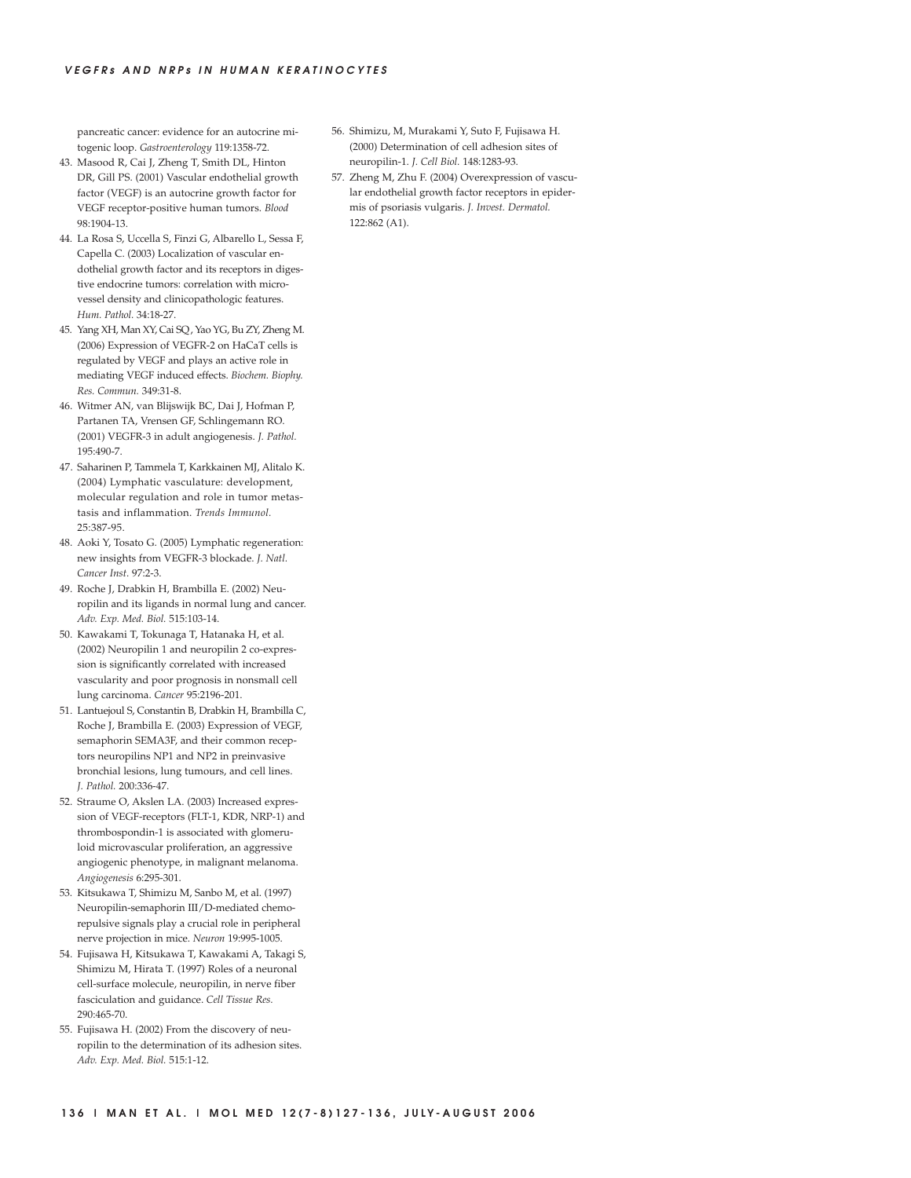pancreatic cancer: evidence for an autocrine mitogenic loop. *Gastroenterology* 119:1358-72.

43. Masood R, Cai J, Zheng T, Smith DL, Hinton DR, Gill PS. (2001) Vascular endothelial growth factor (VEGF) is an autocrine growth factor for VEGF receptor-positive human tumors. *Blood* 98:1904-13.
44. La Rosa S, Uccella S, Finzi G, Albarello L, Sessa F, Capella C. (2003) Localization of vascular endothelial growth factor and its receptors in digestive endocrine tumors: correlation with microvessel density and clinicopathologic features. *Hum. Pathol.* 34:18-27.
45. Yang XH, Man XY, Cai SQ, Yao YG, Bu ZY, Zheng M. (2006) Expression of VEGFR-2 on HaCaT cells is regulated by VEGF and plays an active role in mediating VEGF induced effects. *Biochem. Biophy. Res. Commun.* 349:31-8.
46. Witmer AN, van Blijswijk BC, Dai J, Hofman P, Partanen TA, Vrensen GF, Schlingemann RO. (2001) VEGFR-3 in adult angiogenesis. *J. Pathol.* 195:490-7.
47. Saharinen P, Tammela T, Karkkainen MJ, Alitalo K. (2004) Lymphatic vasculature: development, molecular regulation and role in tumor metastasis and inflammation. *Trends Immunol.* 25:387-95.
48. Aoki Y, Tosato G. (2005) Lymphatic regeneration: new insights from VEGFR-3 blockade. *J. Natl. Cancer Inst.* 97:2-3.
49. Roche J, Drabkin H, Brambilla E. (2002) Neuropilin and its ligands in normal lung and cancer. *Adv. Exp. Med. Biol.* 515:103-14.
50. Kawakami T, Tokunaga T, Hatanaka H, et al. (2002) Neuropilin 1 and neuropilin 2 co-expression is significantly correlated with increased vascularity and poor prognosis in nonsmall cell lung carcinoma. *Cancer* 95:2196-201.
51. Lantuejoul S, Constantin B, Drabkin H, Brambilla C, Roche J, Brambilla E. (2003) Expression of VEGF, semaphorin SEMA3F, and their common receptors neuropilins NP1 and NP2 in preinvasive bronchial lesions, lung tumours, and cell lines. *J. Pathol.* 200:336-47.
52. Straume O, Akslen LA. (2003) Increased expression of VEGF-receptors (FLT-1, KDR, NRP-1) and thrombospondin-1 is associated with glomeruloid microvascular proliferation, an aggressive angiogenic phenotype, in malignant melanoma. *Angiogenesis* 6:295-301.
53. Kitsukawa T, Shimizu M, Sanbo M, et al. (1997) Neuropilin-semaphorin III/D-mediated chemorepulsive signals play a crucial role in peripheral nerve projection in mice. *Neuron* 19:995-1005.
54. Fujisawa H, Kitsukawa T, Kawakami A, Takagi S, Shimizu M, Hirata T. (1997) Roles of a neuronal cell-surface molecule, neuropilin, in nerve fiber fasciculation and guidance. *Cell Tissue Res.* 290:465-70.
55. Fujisawa H. (2002) From the discovery of neuropilin to the determination of its adhesion sites. *Adv. Exp. Med. Biol.* 515:1-12.
56. Shimizu, M, Murakami Y, Suto F, Fujisawa H. (2000) Determination of cell adhesion sites of neuropilin-1. *J. Cell Biol.* 148:1283-93.
57. Zheng M, Zhu F. (2004) Overexpression of vascular endothelial growth factor receptors in epidermis of psoriasis vulgaris. *J. Invest. Dermatol.* 122:862 (A1).